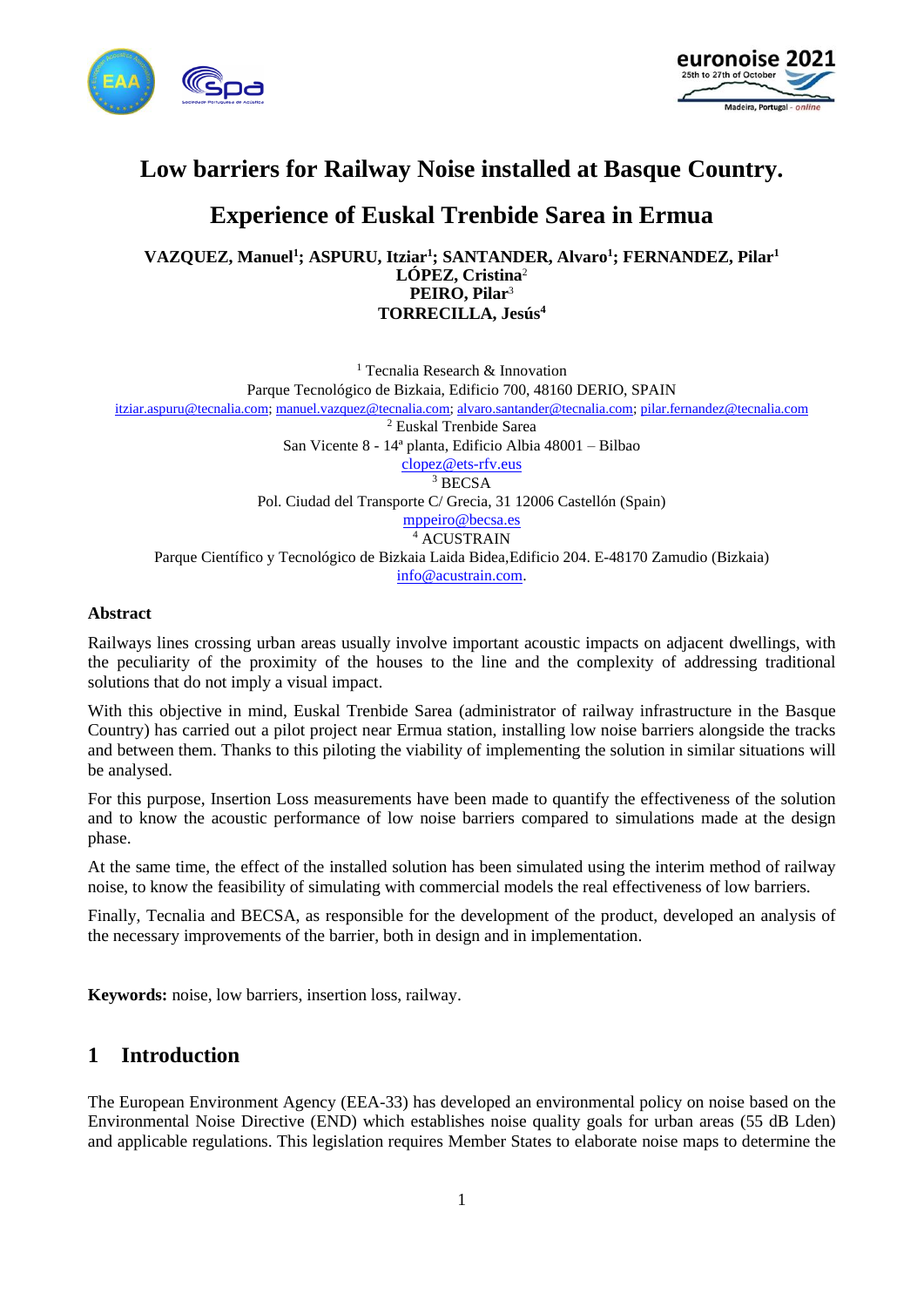# Low barriers for Railway Noise installed at Basque Country.

# Experience of Euskal Trenbide Sarea in Ermua

**VAZQUEZ, Manuel[1]; ASPURU, Itziar[1]; SANTANDER, Alvaro[1]; FERNANDEZ, Pilar[1]**
**LÓPEZ, Cristina[2]**
**PEIRO, Pilar[3]**
**TORRECILLA, Jesús[4]**

[1] Tecnalia Research & Innovation
Parque Tecnológico de Bizkaia, Edificio 700, 48160 DERIO, SPAIN
itziar.aspuru@tecnalia.com; manuel.vazquez@tecnalia.com; alvaro.santander@tecnalia.com; pilar.fernandez@tecnalia.com

[2] Euskal Trenbide Sarea
San Vicente 8 - 14ª planta, Edificio Albia 48001 – Bilbao
clopez@ets-rfv.eus

[3] BECSA
Pol. Ciudad del Transporte C/ Grecia, 31 12006 Castellón (Spain)
mppeiro@becsa.es

[4] ACUSTRAIN
Parque Científico y Tecnológico de Bizkaia Laida Bidea,Edificio 204. E-48170 Zamudio (Bizkaia)
info@acustrain.com.

## Abstract

Railways lines crossing urban areas usually involve important acoustic impacts on adjacent dwellings, with the peculiarity of the proximity of the houses to the line and the complexity of addressing traditional solutions that do not imply a visual impact.

With this objective in mind, Euskal Trenbide Sarea (administrator of railway infrastructure in the Basque Country) has carried out a pilot project near Ermua station, installing low noise barriers alongside the tracks and between them. Thanks to this piloting the viability of implementing the solution in similar situations will be analysed.

For this purpose, Insertion Loss measurements have been made to quantify the effectiveness of the solution and to know the acoustic performance of low noise barriers compared to simulations made at the design phase.

At the same time, the effect of the installed solution has been simulated using the interim method of railway noise, to know the feasibility of simulating with commercial models the real effectiveness of low barriers.

Finally, Tecnalia and BECSA, as responsible for the development of the product, developed an analysis of the necessary improvements of the barrier, both in design and in implementation.

**Keywords:** noise, low barriers, insertion loss, railway.

## 1 Introduction

The European Environment Agency (EEA-33) has developed an environmental policy on noise based on the Environmental Noise Directive (END) which establishes noise quality goals for urban areas (55 dB Lden) and applicable regulations. This legislation requires Member States to elaborate noise maps to determine the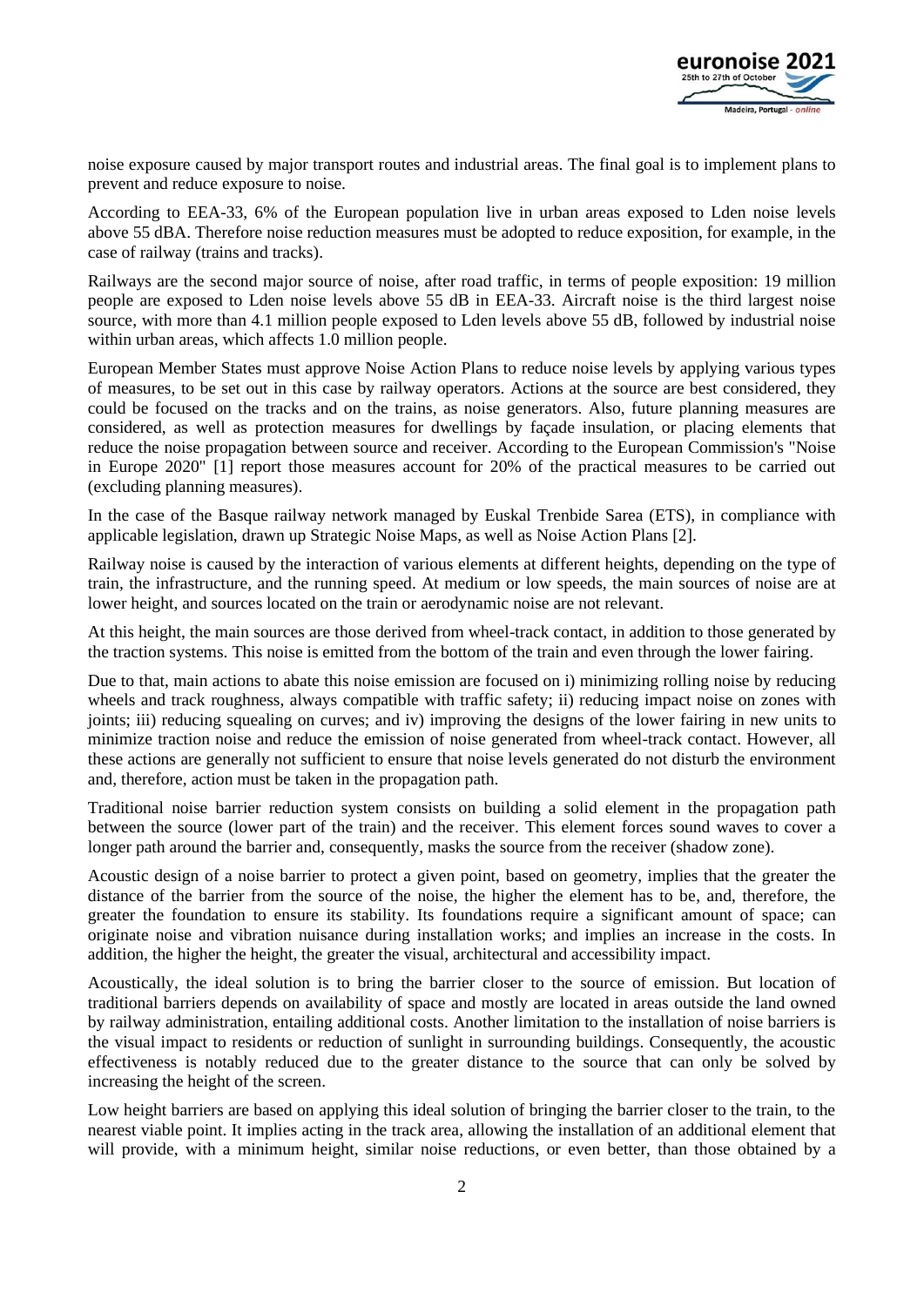noise exposure caused by major transport routes and industrial areas. The final goal is to implement plans to prevent and reduce exposure to noise.

According to EEA-33, 6% of the European population live in urban areas exposed to Lden noise levels above 55 dBA. Therefore noise reduction measures must be adopted to reduce exposition, for example, in the case of railway (trains and tracks).

Railways are the second major source of noise, after road traffic, in terms of people exposition: 19 million people are exposed to Lden noise levels above 55 dB in EEA-33. Aircraft noise is the third largest noise source, with more than 4.1 million people exposed to Lden levels above 55 dB, followed by industrial noise within urban areas, which affects 1.0 million people.

European Member States must approve Noise Action Plans to reduce noise levels by applying various types of measures, to be set out in this case by railway operators. Actions at the source are best considered, they could be focused on the tracks and on the trains, as noise generators. Also, future planning measures are considered, as well as protection measures for dwellings by façade insulation, or placing elements that reduce the noise propagation between source and receiver. According to the European Commission's "Noise in Europe 2020" [1] report those measures account for 20% of the practical measures to be carried out (excluding planning measures).

In the case of the Basque railway network managed by Euskal Trenbide Sarea (ETS), in compliance with applicable legislation, drawn up Strategic Noise Maps, as well as Noise Action Plans [2].

Railway noise is caused by the interaction of various elements at different heights, depending on the type of train, the infrastructure, and the running speed. At medium or low speeds, the main sources of noise are at lower height, and sources located on the train or aerodynamic noise are not relevant.

At this height, the main sources are those derived from wheel-track contact, in addition to those generated by the traction systems. This noise is emitted from the bottom of the train and even through the lower fairing.

Due to that, main actions to abate this noise emission are focused on i) minimizing rolling noise by reducing wheels and track roughness, always compatible with traffic safety; ii) reducing impact noise on zones with joints; iii) reducing squealing on curves; and iv) improving the designs of the lower fairing in new units to minimize traction noise and reduce the emission of noise generated from wheel-track contact. However, all these actions are generally not sufficient to ensure that noise levels generated do not disturb the environment and, therefore, action must be taken in the propagation path.

Traditional noise barrier reduction system consists on building a solid element in the propagation path between the source (lower part of the train) and the receiver. This element forces sound waves to cover a longer path around the barrier and, consequently, masks the source from the receiver (shadow zone).

Acoustic design of a noise barrier to protect a given point, based on geometry, implies that the greater the distance of the barrier from the source of the noise, the higher the element has to be, and, therefore, the greater the foundation to ensure its stability. Its foundations require a significant amount of space; can originate noise and vibration nuisance during installation works; and implies an increase in the costs. In addition, the higher the height, the greater the visual, architectural and accessibility impact.

Acoustically, the ideal solution is to bring the barrier closer to the source of emission. But location of traditional barriers depends on availability of space and mostly are located in areas outside the land owned by railway administration, entailing additional costs. Another limitation to the installation of noise barriers is the visual impact to residents or reduction of sunlight in surrounding buildings. Consequently, the acoustic effectiveness is notably reduced due to the greater distance to the source that can only be solved by increasing the height of the screen.

Low height barriers are based on applying this ideal solution of bringing the barrier closer to the train, to the nearest viable point. It implies acting in the track area, allowing the installation of an additional element that will provide, with a minimum height, similar noise reductions, or even better, than those obtained by a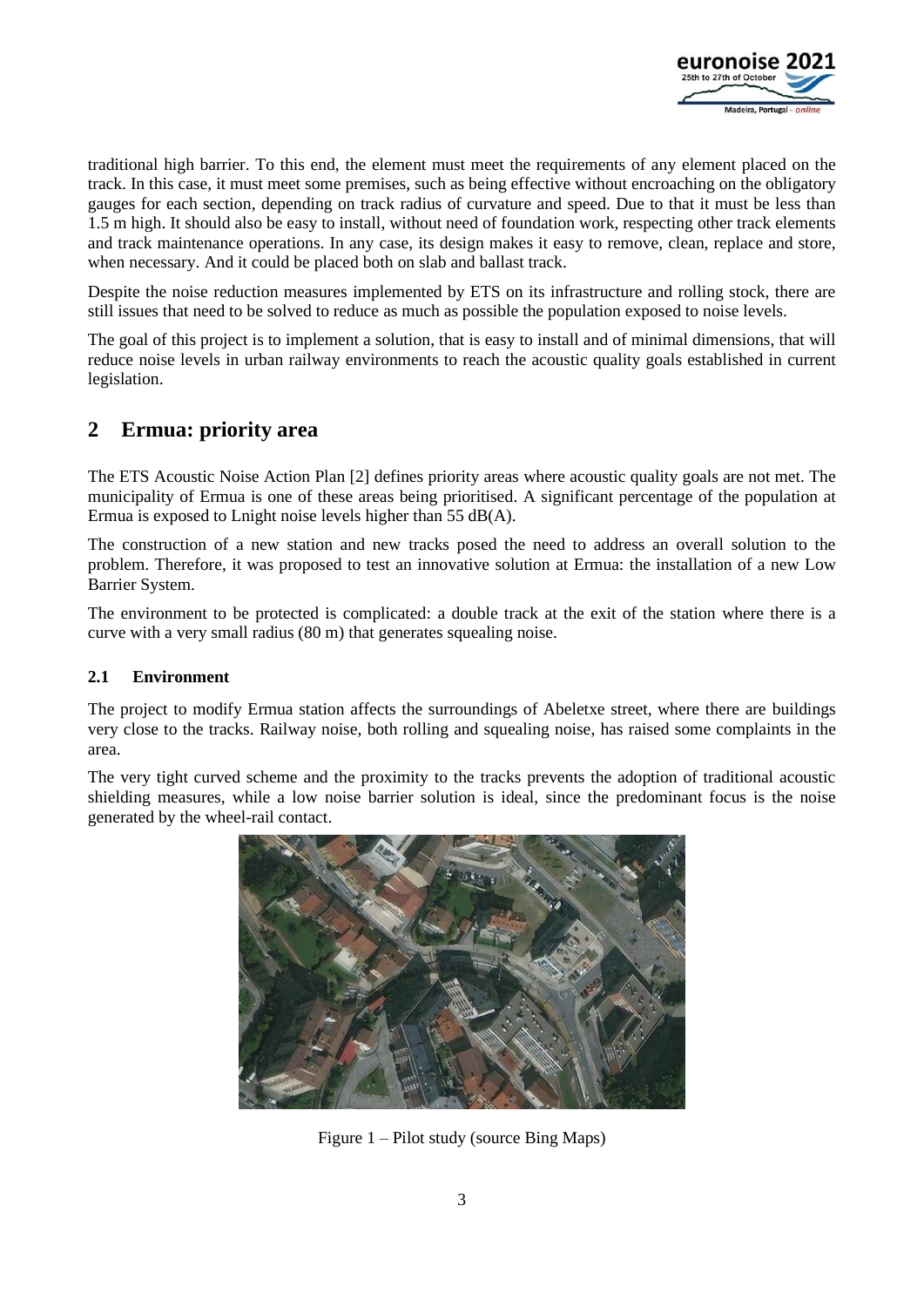traditional high barrier. To this end, the element must meet the requirements of any element placed on the track. In this case, it must meet some premises, such as being effective without encroaching on the obligatory gauges for each section, depending on track radius of curvature and speed. Due to that it must be less than 1.5 m high. It should also be easy to install, without need of foundation work, respecting other track elements and track maintenance operations. In any case, its design makes it easy to remove, clean, replace and store, when necessary. And it could be placed both on slab and ballast track.

Despite the noise reduction measures implemented by ETS on its infrastructure and rolling stock, there are still issues that need to be solved to reduce as much as possible the population exposed to noise levels.

The goal of this project is to implement a solution, that is easy to install and of minimal dimensions, that will reduce noise levels in urban railway environments to reach the acoustic quality goals established in current legislation.

## 2 Ermua: priority area

The ETS Acoustic Noise Action Plan [2] defines priority areas where acoustic quality goals are not met. The municipality of Ermua is one of these areas being prioritised. A significant percentage of the population at Ermua is exposed to Lnight noise levels higher than 55 dB(A).

The construction of a new station and new tracks posed the need to address an overall solution to the problem. Therefore, it was proposed to test an innovative solution at Ermua: the installation of a new Low Barrier System.

The environment to be protected is complicated: a double track at the exit of the station where there is a curve with a very small radius (80 m) that generates squealing noise.

### 2.1 Environment

The project to modify Ermua station affects the surroundings of Abeletxe street, where there are buildings very close to the tracks. Railway noise, both rolling and squealing noise, has raised some complaints in the area.

The very tight curved scheme and the proximity to the tracks prevents the adoption of traditional acoustic shielding measures, while a low noise barrier solution is ideal, since the predominant focus is the noise generated by the wheel-rail contact.

Figure 1 – Pilot study (source Bing Maps)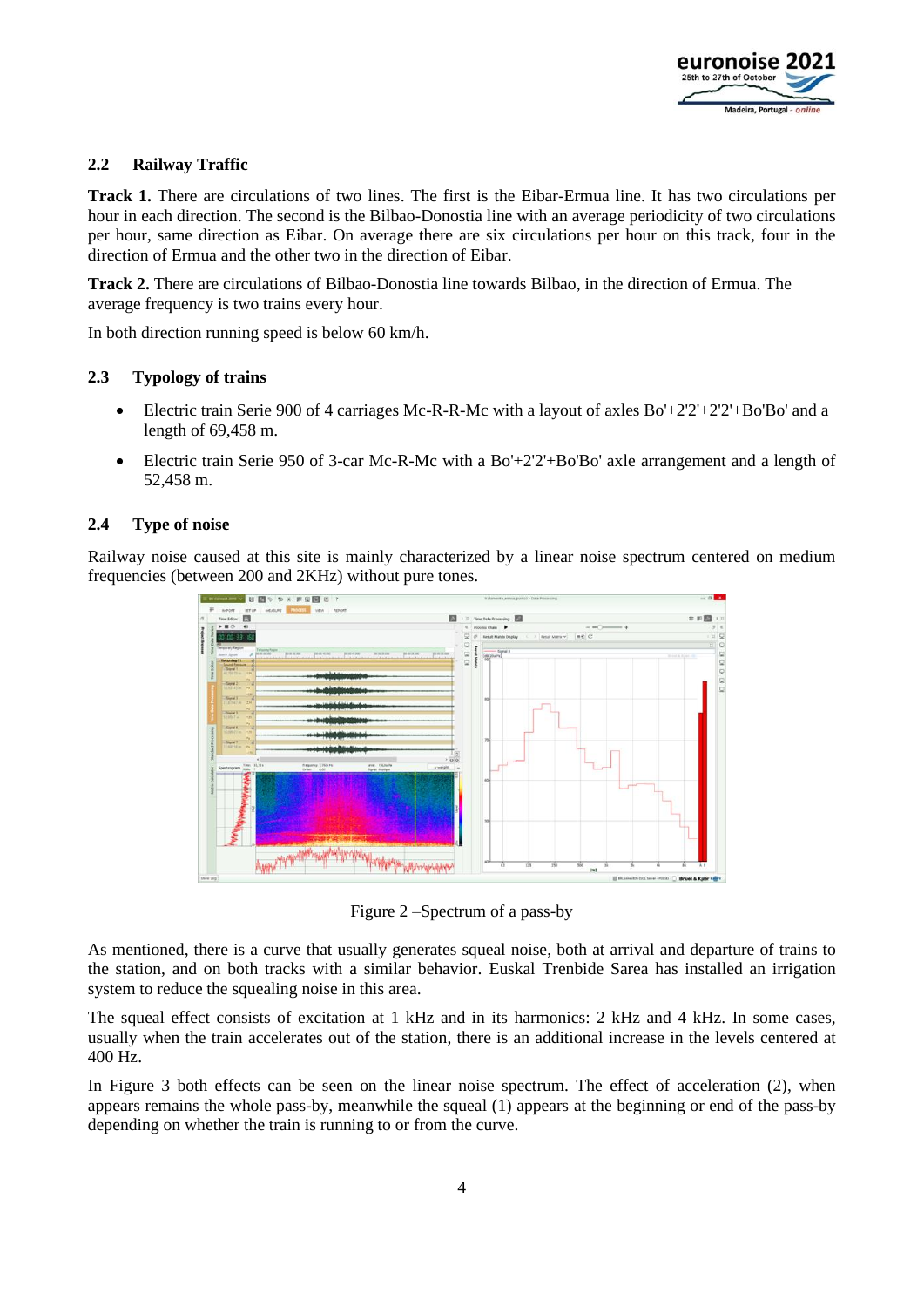## 2.2 Railway Traffic

**Track 1.** There are circulations of two lines. The first is the Eibar-Ermua line. It has two circulations per hour in each direction. The second is the Bilbao-Donostia line with an average periodicity of two circulations per hour, same direction as Eibar. On average there are six circulations per hour on this track, four in the direction of Ermua and the other two in the direction of Eibar.

**Track 2.** There are circulations of Bilbao-Donostia line towards Bilbao, in the direction of Ermua. The average frequency is two trains every hour.

In both direction running speed is below 60 km/h.

## 2.3 Typology of trains

- Electric train Serie 900 of 4 carriages Mc-R-R-Mc with a layout of axles Bo'+2'2'+2'2'+Bo'Bo' and a length of 69,458 m.
- Electric train Serie 950 of 3-car Mc-R-Mc with a Bo'+2'2'+Bo'Bo' axle arrangement and a length of 52,458 m.

## 2.4 Type of noise

Railway noise caused at this site is mainly characterized by a linear noise spectrum centered on medium frequencies (between 200 and 2KHz) without pure tones.

Figure 2 –Spectrum of a pass-by

As mentioned, there is a curve that usually generates squeal noise, both at arrival and departure of trains to the station, and on both tracks with a similar behavior. Euskal Trenbide Sarea has installed an irrigation system to reduce the squealing noise in this area.

The squeal effect consists of excitation at 1 kHz and in its harmonics: 2 kHz and 4 kHz. In some cases, usually when the train accelerates out of the station, there is an additional increase in the levels centered at 400 Hz.

In Figure 3 both effects can be seen on the linear noise spectrum. The effect of acceleration (2), when appears remains the whole pass-by, meanwhile the squeal (1) appears at the beginning or end of the pass-by depending on whether the train is running to or from the curve.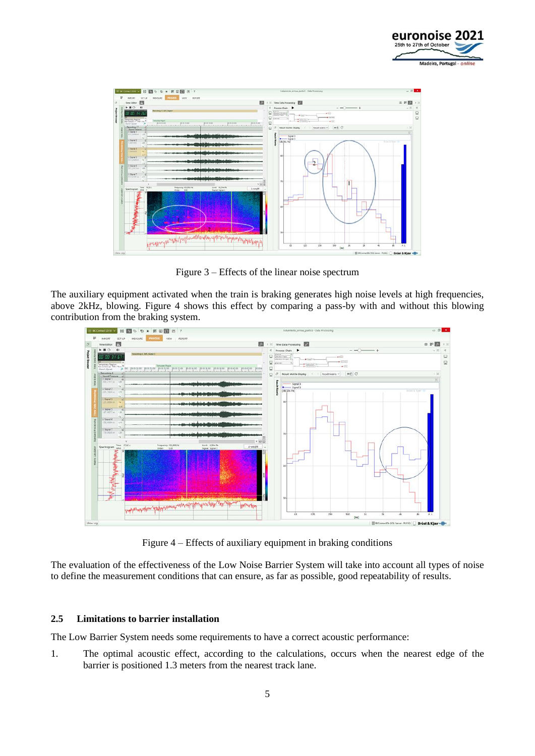Figure 3 – Effects of the linear noise spectrum

The auxiliary equipment activated when the train is braking generates high noise levels at high frequencies, above 2kHz, blowing. Figure 4 shows this effect by comparing a pass-by with and without this blowing contribution from the braking system.

Figure 4 – Effects of auxiliary equipment in braking conditions

The evaluation of the effectiveness of the Low Noise Barrier System will take into account all types of noise to define the measurement conditions that can ensure, as far as possible, good repeatability of results.

## 2.5 Limitations to barrier installation

The Low Barrier System needs some requirements to have a correct acoustic performance:

1. The optimal acoustic effect, according to the calculations, occurs when the nearest edge of the barrier is positioned 1.3 meters from the nearest track lane.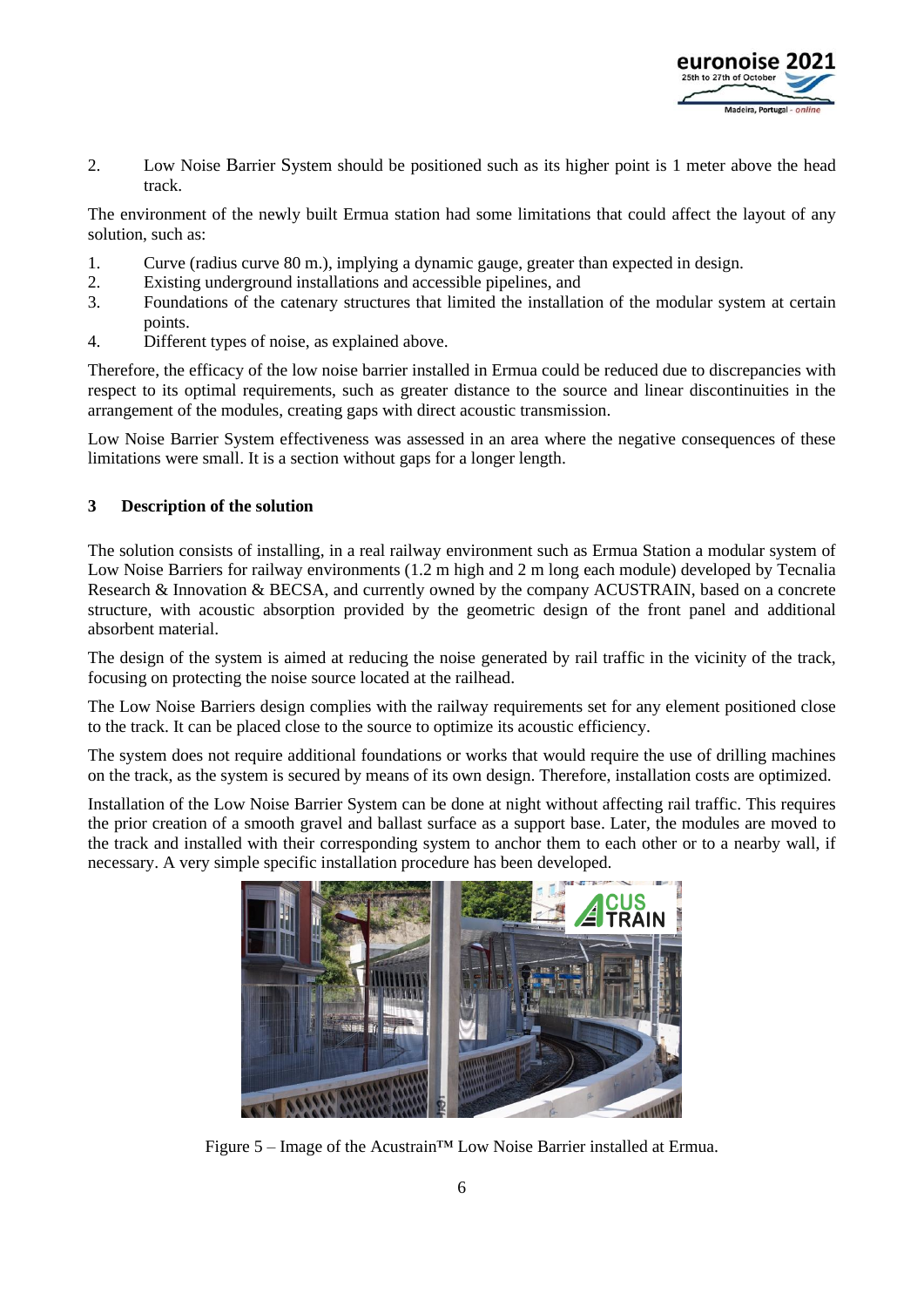2. Low Noise Barrier System should be positioned such as its higher point is 1 meter above the head track.

The environment of the newly built Ermua station had some limitations that could affect the layout of any solution, such as:

1. Curve (radius curve 80 m.), implying a dynamic gauge, greater than expected in design.
2. Existing underground installations and accessible pipelines, and
3. Foundations of the catenary structures that limited the installation of the modular system at certain points.
4. Different types of noise, as explained above.

Therefore, the efficacy of the low noise barrier installed in Ermua could be reduced due to discrepancies with respect to its optimal requirements, such as greater distance to the source and linear discontinuities in the arrangement of the modules, creating gaps with direct acoustic transmission.

Low Noise Barrier System effectiveness was assessed in an area where the negative consequences of these limitations were small. It is a section without gaps for a longer length.

## 3 Description of the solution

The solution consists of installing, in a real railway environment such as Ermua Station a modular system of Low Noise Barriers for railway environments (1.2 m high and 2 m long each module) developed by Tecnalia Research & Innovation & BECSA, and currently owned by the company ACUSTRAIN, based on a concrete structure, with acoustic absorption provided by the geometric design of the front panel and additional absorbent material.

The design of the system is aimed at reducing the noise generated by rail traffic in the vicinity of the track, focusing on protecting the noise source located at the railhead.

The Low Noise Barriers design complies with the railway requirements set for any element positioned close to the track. It can be placed close to the source to optimize its acoustic efficiency.

The system does not require additional foundations or works that would require the use of drilling machines on the track, as the system is secured by means of its own design. Therefore, installation costs are optimized.

Installation of the Low Noise Barrier System can be done at night without affecting rail traffic. This requires the prior creation of a smooth gravel and ballast surface as a support base. Later, the modules are moved to the track and installed with their corresponding system to anchor them to each other or to a nearby wall, if necessary. A very simple specific installation procedure has been developed.

Figure 5 – Image of the Acustrain™ Low Noise Barrier installed at Ermua.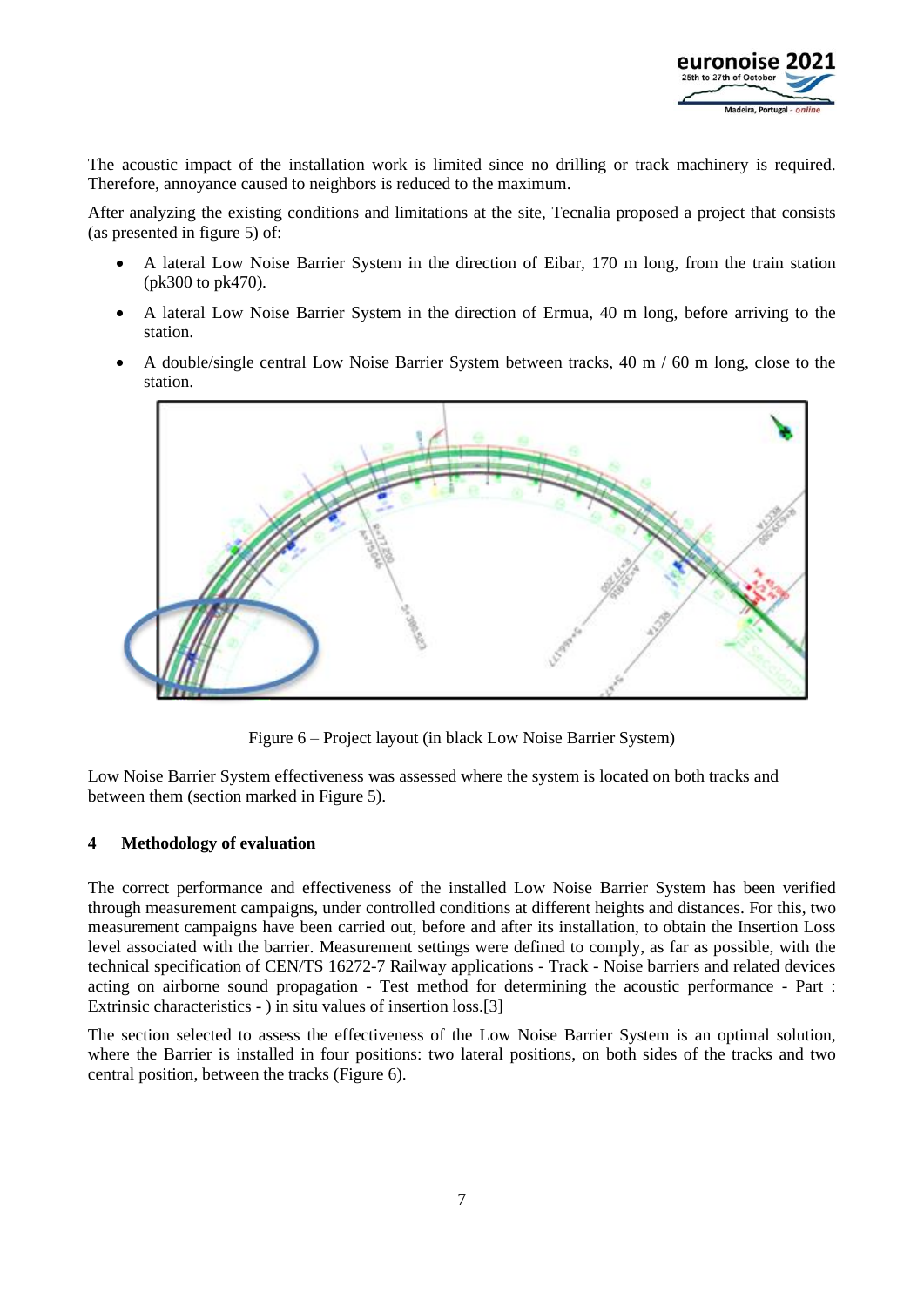The acoustic impact of the installation work is limited since no drilling or track machinery is required. Therefore, annoyance caused to neighbors is reduced to the maximum.

After analyzing the existing conditions and limitations at the site, Tecnalia proposed a project that consists (as presented in figure 5) of:

- A lateral Low Noise Barrier System in the direction of Eibar, 170 m long, from the train station (pk300 to pk470).
- A lateral Low Noise Barrier System in the direction of Ermua, 40 m long, before arriving to the station.
- A double/single central Low Noise Barrier System between tracks, 40 m / 60 m long, close to the station.

Figure 6 – Project layout (in black Low Noise Barrier System)

Low Noise Barrier System effectiveness was assessed where the system is located on both tracks and between them (section marked in Figure 5).

## 4 Methodology of evaluation

The correct performance and effectiveness of the installed Low Noise Barrier System has been verified through measurement campaigns, under controlled conditions at different heights and distances. For this, two measurement campaigns have been carried out, before and after its installation, to obtain the Insertion Loss level associated with the barrier. Measurement settings were defined to comply, as far as possible, with the technical specification of CEN/TS 16272-7 Railway applications - Track - Noise barriers and related devices acting on airborne sound propagation - Test method for determining the acoustic performance - Part : Extrinsic characteristics - ) in situ values of insertion loss.[3]

The section selected to assess the effectiveness of the Low Noise Barrier System is an optimal solution, where the Barrier is installed in four positions: two lateral positions, on both sides of the tracks and two central position, between the tracks (Figure 6).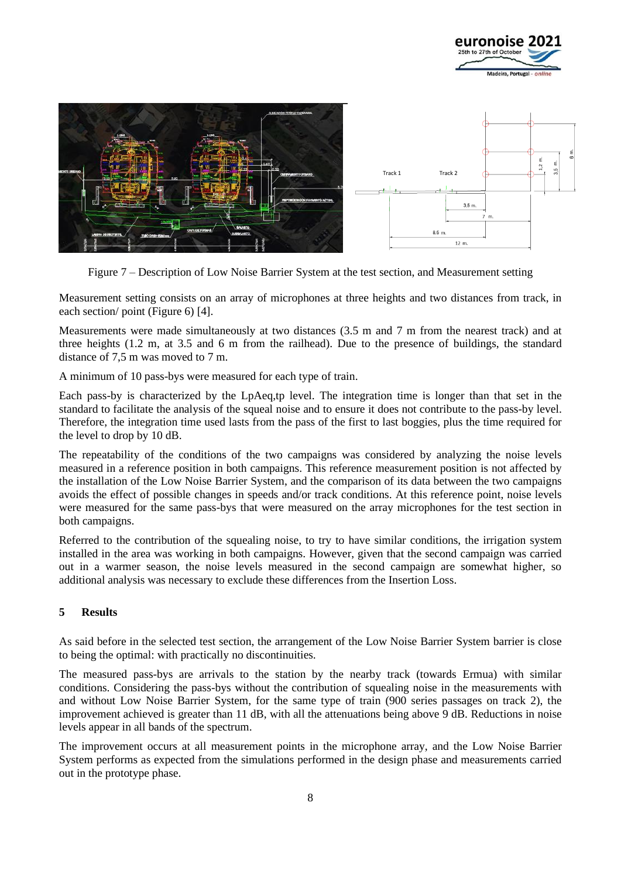Figure 7 – Description of Low Noise Barrier System at the test section, and Measurement setting

Measurement setting consists on an array of microphones at three heights and two distances from track, in each section/ point (Figure 6) [4].

Measurements were made simultaneously at two distances (3.5 m and 7 m from the nearest track) and at three heights (1.2 m, at 3.5 and 6 m from the railhead). Due to the presence of buildings, the standard distance of 7,5 m was moved to 7 m.

A minimum of 10 pass-bys were measured for each type of train.

Each pass-by is characterized by the LpAeq,tp level. The integration time is longer than that set in the standard to facilitate the analysis of the squeal noise and to ensure it does not contribute to the pass-by level. Therefore, the integration time used lasts from the pass of the first to last boggies, plus the time required for the level to drop by 10 dB.

The repeatability of the conditions of the two campaigns was considered by analyzing the noise levels measured in a reference position in both campaigns. This reference measurement position is not affected by the installation of the Low Noise Barrier System, and the comparison of its data between the two campaigns avoids the effect of possible changes in speeds and/or track conditions. At this reference point, noise levels were measured for the same pass-bys that were measured on the array microphones for the test section in both campaigns.

Referred to the contribution of the squealing noise, to try to have similar conditions, the irrigation system installed in the area was working in both campaigns. However, given that the second campaign was carried out in a warmer season, the noise levels measured in the second campaign are somewhat higher, so additional analysis was necessary to exclude these differences from the Insertion Loss.

## 5 Results

As said before in the selected test section, the arrangement of the Low Noise Barrier System barrier is close to being the optimal: with practically no discontinuities.

The measured pass-bys are arrivals to the station by the nearby track (towards Ermua) with similar conditions. Considering the pass-bys without the contribution of squealing noise in the measurements with and without Low Noise Barrier System, for the same type of train (900 series passages on track 2), the improvement achieved is greater than 11 dB, with all the attenuations being above 9 dB. Reductions in noise levels appear in all bands of the spectrum.

The improvement occurs at all measurement points in the microphone array, and the Low Noise Barrier System performs as expected from the simulations performed in the design phase and measurements carried out in the prototype phase.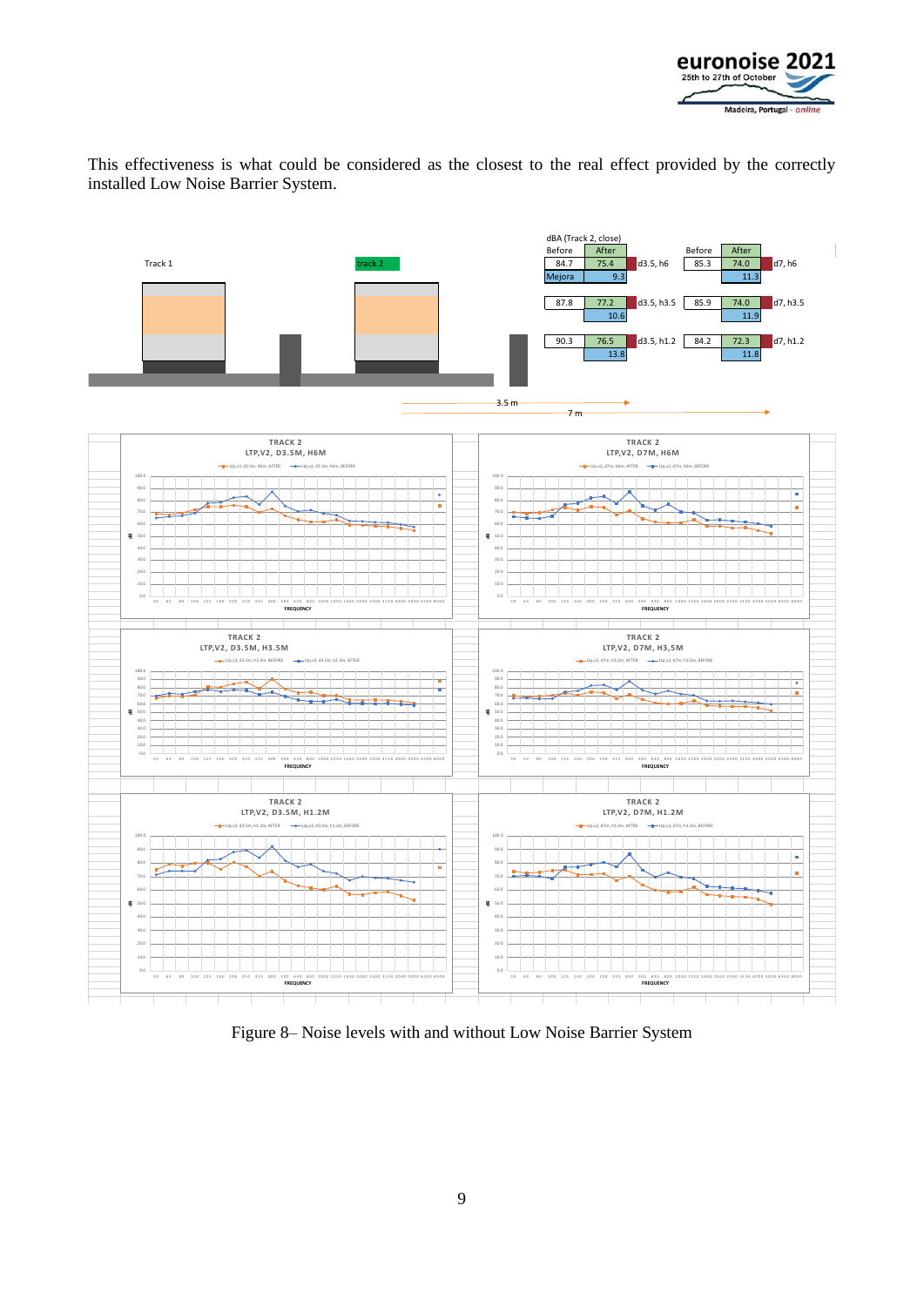This effectiveness is what could be considered as the closest to the real effect provided by the correctly installed Low Noise Barrier System.

dBA (Track 2, close)

| Before | After | | Before | After | |
|---|---|---|---|---|---|
| 84.7 | 75.4 | d3.5, h6 | 85.3 | 74.0 | d7, h6 |
| Mejora | 9.3 | | | 11.3 | |
| 87.8 | 77.2 | d3.5, h3.5 | 85.9 | 74.0 | d7, h3.5 |
| | 10.6 | | | 11.9 | |
| 90.3 | 76.5 | d3.5, h1.2 | 84.2 | 72.3 | d7, h1.2 |
| | 13.8 | | | 11.8 | |

Figure 8– Noise levels with and without Low Noise Barrier System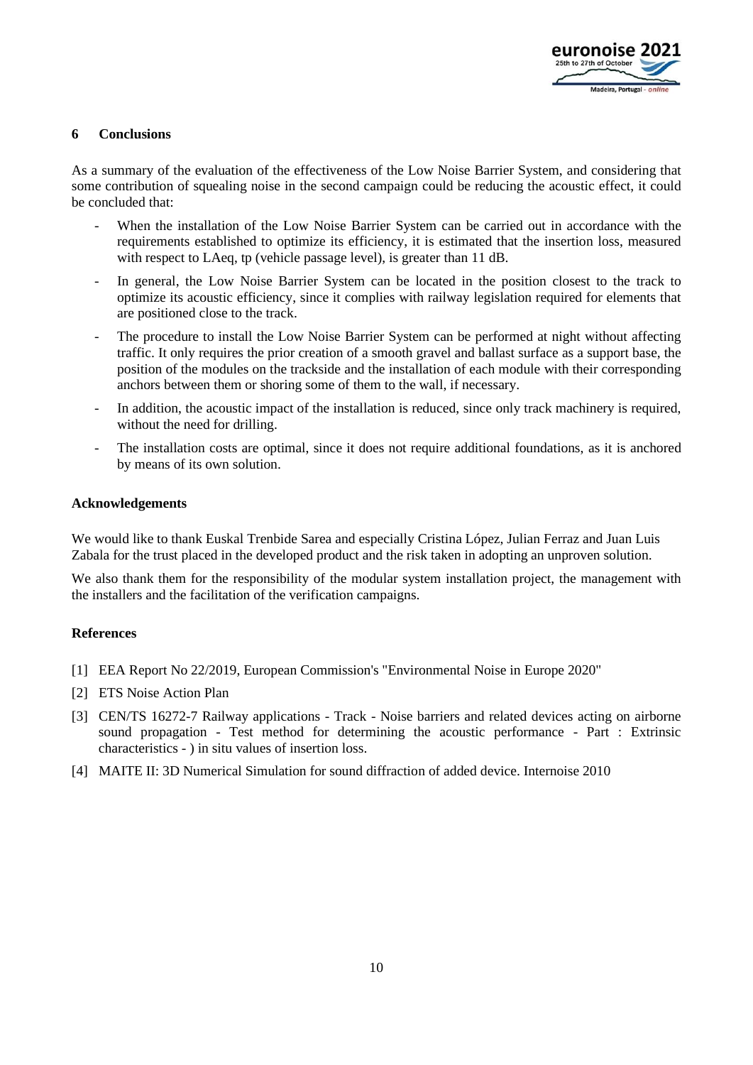## 6 Conclusions

As a summary of the evaluation of the effectiveness of the Low Noise Barrier System, and considering that some contribution of squealing noise in the second campaign could be reducing the acoustic effect, it could be concluded that:

- When the installation of the Low Noise Barrier System can be carried out in accordance with the requirements established to optimize its efficiency, it is estimated that the insertion loss, measured with respect to LAeq, tp (vehicle passage level), is greater than 11 dB.
- In general, the Low Noise Barrier System can be located in the position closest to the track to optimize its acoustic efficiency, since it complies with railway legislation required for elements that are positioned close to the track.
- The procedure to install the Low Noise Barrier System can be performed at night without affecting traffic. It only requires the prior creation of a smooth gravel and ballast surface as a support base, the position of the modules on the trackside and the installation of each module with their corresponding anchors between them or shoring some of them to the wall, if necessary.
- In addition, the acoustic impact of the installation is reduced, since only track machinery is required, without the need for drilling.
- The installation costs are optimal, since it does not require additional foundations, as it is anchored by means of its own solution.

### Acknowledgements

We would like to thank Euskal Trenbide Sarea and especially Cristina López, Julian Ferraz and Juan Luis Zabala for the trust placed in the developed product and the risk taken in adopting an unproven solution.

We also thank them for the responsibility of the modular system installation project, the management with the installers and the facilitation of the verification campaigns.

### References

[1] EEA Report No 22/2019, European Commission's "Environmental Noise in Europe 2020"

[2] ETS Noise Action Plan

[3] CEN/TS 16272-7 Railway applications - Track - Noise barriers and related devices acting on airborne sound propagation - Test method for determining the acoustic performance - Part : Extrinsic characteristics - ) in situ values of insertion loss.

[4] MAITE II: 3D Numerical Simulation for sound diffraction of added device. Internoise 2010